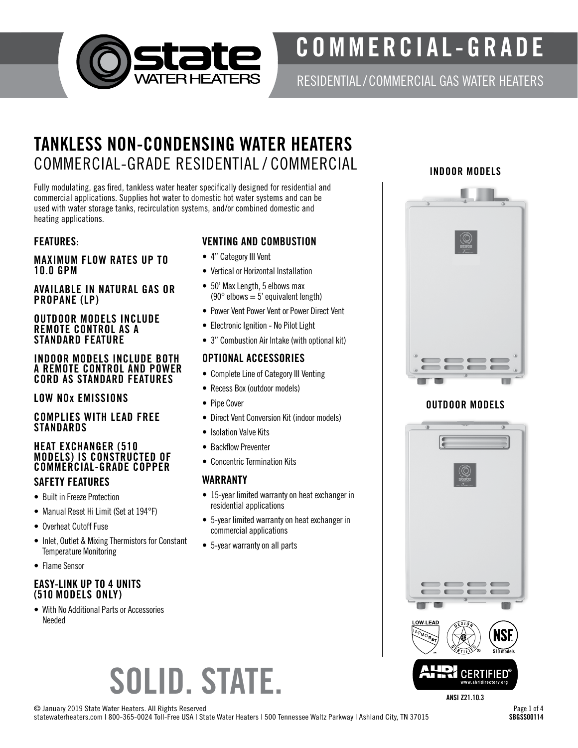# COMMERCIAL-GRADE

RESIDENTIAL / COMMERCIAL GAS WATER HEATERS

## TANKLESS NON-CONDENSING WATER HEATERS

COMMERCIAL-GRADE RESIDENTIAL / COMMERCIAL

Fully modulating, gas fired, tankless water heater specifically designed for residential and commercial applications. Supplies hot water to domestic hot water systems and can be used with water storage tanks, recirculation systems, and/or combined domestic and heating applications.

### FEATURES:

**MAXIMUM FLOW RATES UP TO 10.0 GPM**

**AVAILABLE IN NATURAL GAS OR PROPANE (LP)**

**OUTDOOR MODELS INCLUDE REMOTE CONTROL AS A STANDARD FEATURE**

**INDOOR MODELS INCLUDE BOTH A REMOTE CONTROL AND POWER CORD AS STANDARD FEATURES**

**LOW NOx EMISSIONS**

**COMPLIES WITH LEAD FREE STANDARDS**

**HEAT EXCHANGER (510 MODELS) IS CONSTRUCTED OF COMMERCIAL-GRADE COPPER**

### SAFETY FEATURES

- Built in Freeze Protection
- Manual Reset Hi Limit (Set at 194°F)
- Overheat Cutoff Fuse
- Inlet, Outlet & Mixing Thermistors for Constant Temperature Monitoring
- Flame Sensor

### EASY-LINK UP TO 4 UNITS (510 MODELS ONLY)

- With No Additional Parts or Accessories Needed

### VENTING AND COMBUSTION

- 4" Category III Vent
- Vertical or Horizontal Installation
- 50' Max Length, 5 elbows max (90° elbows = 5' equivalent length)
- Power Vent Power Vent or Power Direct Vent
- Electronic Ignition - No Pilot Light
- 3" Combustion Air Intake (with optional kit)

### OPTIONAL ACCESSORIES

- Complete Line of Category III Venting
- Recess Box (outdoor models)
- Pipe Cover
- Direct Vent Conversion Kit (indoor models)
- Isolation Valve Kits
- Backflow Preventer
- Concentric Termination Kits

### WARRANTY

- 15-year limited warranty on heat exchanger in residential applications
- 5-year limited warranty on heat exchanger in commercial applications
- 5-year warranty on all parts

**INDOOR MODELS**

**OUTDOOR MODELS**

LOW-LEAD IAPMO R&T

NSF 510 models

AHRI CERTIFIED® www.ahridirectory.org

ANSI Z21.10.3

# SOLID. STATE.

© January 2019 State Water Heaters. All Rights Reserved

statewaterheaters.com | 800-365-0024 Toll-Free USA | State Water Heaters | 500 Tennessee Waltz Parkway | Ashland City, TN 37015

SBGSS00114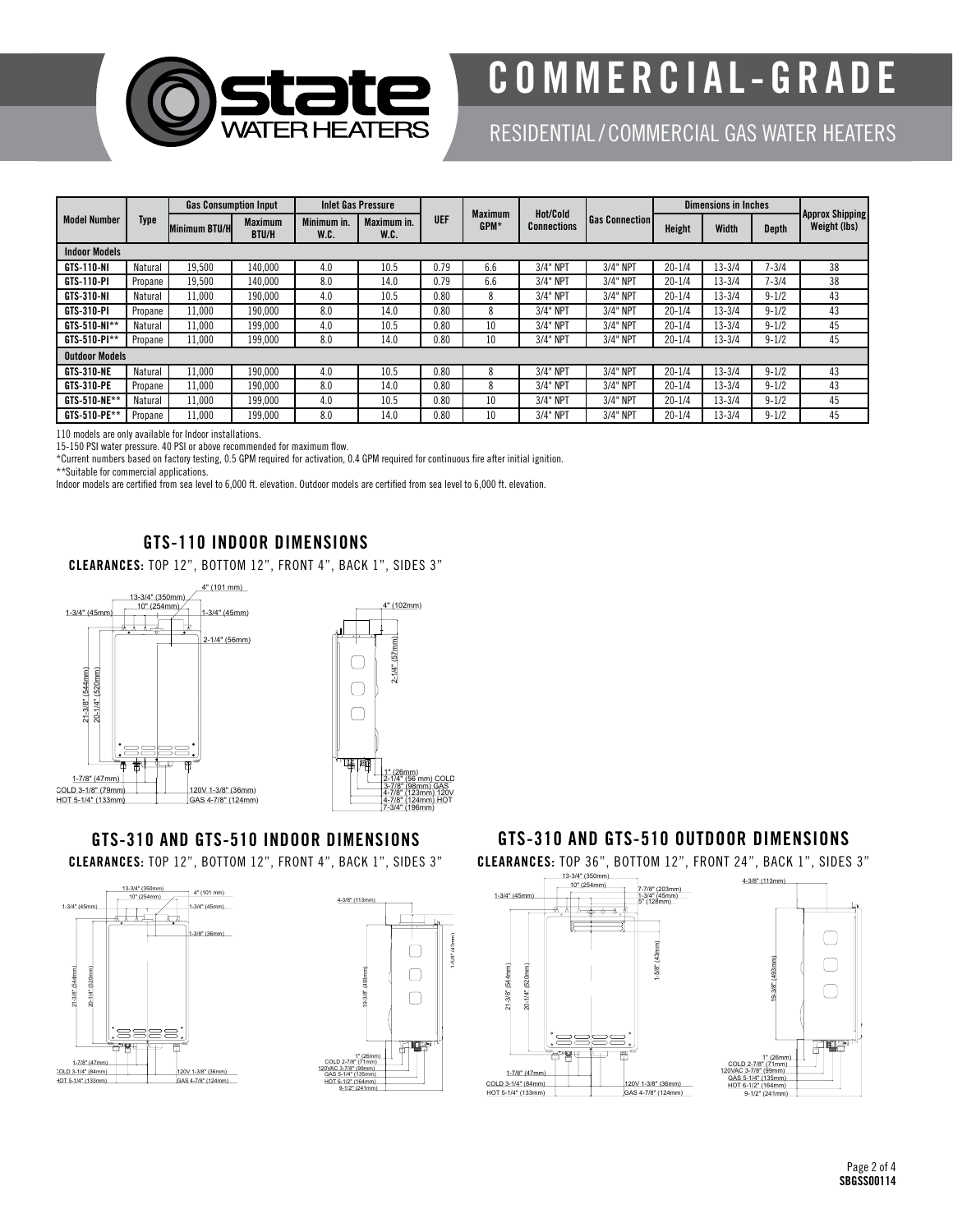# COMMERCIAL-GRADE

## RESIDENTIAL / COMMERCIAL GAS WATER HEATERS

| Model Number | Type | Gas Consumption Input | | Inlet Gas Pressure | | UEF | Maximum GPM* | Hot/Cold Connections | Gas Connection | Dimensions in Inches | | | Approx Shipping Weight (lbs) |
|---|---|---|---|---|---|---|---|---|---|---|---|---|---|
| | | Minimum BTU/H | Maximum BTU/H | Minimum in. W.C. | Maximum in. W.C. | | | | | Height | Width | Depth | |
| **Indoor Models** | | | | | | | | | | | | | |
| GTS-110-NI | Natural | 19,500 | 140,000 | 4.0 | 10.5 | 0.79 | 6.6 | 3/4" NPT | 3/4" NPT | 20-1/4 | 13-3/4 | 7-3/4 | 38 |
| GTS-110-PI | Propane | 19,500 | 140,000 | 8.0 | 14.0 | 0.79 | 6.6 | 3/4" NPT | 3/4" NPT | 20-1/4 | 13-3/4 | 7-3/4 | 38 |
| GTS-310-NI | Natural | 11,000 | 190,000 | 4.0 | 10.5 | 0.80 | 8 | 3/4" NPT | 3/4" NPT | 20-1/4 | 13-3/4 | 9-1/2 | 43 |
| GTS-310-PI | Propane | 11,000 | 190,000 | 8.0 | 14.0 | 0.80 | 8 | 3/4" NPT | 3/4" NPT | 20-1/4 | 13-3/4 | 9-1/2 | 43 |
| GTS-510-NI** | Natural | 11,000 | 199,000 | 4.0 | 10.5 | 0.80 | 10 | 3/4" NPT | 3/4" NPT | 20-1/4 | 13-3/4 | 9-1/2 | 45 |
| GTS-510-PI** | Propane | 11,000 | 199,000 | 8.0 | 14.0 | 0.80 | 10 | 3/4" NPT | 3/4" NPT | 20-1/4 | 13-3/4 | 9-1/2 | 45 |
| **Outdoor Models** | | | | | | | | | | | | | |
| GTS-310-NE | Natural | 11,000 | 190,000 | 4.0 | 10.5 | 0.80 | 8 | 3/4" NPT | 3/4" NPT | 20-1/4 | 13-3/4 | 9-1/2 | 43 |
| GTS-310-PE | Propane | 11,000 | 190,000 | 8.0 | 14.0 | 0.80 | 8 | 3/4" NPT | 3/4" NPT | 20-1/4 | 13-3/4 | 9-1/2 | 43 |
| GTS-510-NE** | Natural | 11,000 | 199,000 | 4.0 | 10.5 | 0.80 | 10 | 3/4" NPT | 3/4" NPT | 20-1/4 | 13-3/4 | 9-1/2 | 45 |
| GTS-510-PE** | Propane | 11,000 | 199,000 | 8.0 | 14.0 | 0.80 | 10 | 3/4" NPT | 3/4" NPT | 20-1/4 | 13-3/4 | 9-1/2 | 45 |

110 models are only available for Indoor installations.

15-150 PSI water pressure. 40 PSI or above recommended for maximum flow.

*Current numbers based on factory testing, 0.5 GPM required for activation, 0.4 GPM required for continuous fire after initial ignition.

**Suitable for commercial applications.

Indoor models are certified from sea level to 6,000 ft. elevation. Outdoor models are certified from sea level to 6,000 ft. elevation.

### GTS-110 INDOOR DIMENSIONS

**CLEARANCES:** TOP 12", BOTTOM 12", FRONT 4", BACK 1", SIDES 3"

13-3/4" (350mm)
10" (254mm)
4" (101 mm)
1-3/4" (45mm)
1-3/4" (45mm)
2-1/4" (56mm)
21-3/8" (544mm)
20-1/4" (520mm)
1-7/8" (47mm)
COLD 3-1/8" (79mm)
HOT 5-1/4" (133mm)
120V 1-3/8" (36mm)
GAS 4-7/8" (124mm)

4" (102mm)
2-1/4" (57mm)
1" (26mm)
2-1/4" (56 mm) COLD
3-7/8" (98mm) GAS
4-7/8" (123mm) 120V
4-7/8" (124mm) HOT
7-3/4" (196mm)

### GTS-310 AND GTS-510 INDOOR DIMENSIONS

**CLEARANCES:** TOP 12", BOTTOM 12", FRONT 4", BACK 1", SIDES 3"

13-3/4" (350mm)
10" (254mm)
4" (101 mm)
1-3/4" (45mm)
1-3/4" (45mm)
1-3/8" (36mm)
21-3/8" (544mm)
20-1/4" (520mm)
1-7/8" (47mm)
COLD 3-1/4" (84mm)
HOT 5-1/4" (133mm)
120V 1-3/8" (36mm)
GAS 4-7/8" (124mm)

4-3/8" (113mm)
1-5/8" (43mm)
19-3/8" (493mm)
1" (26mm)
COLD 2-7/8" (71mm)
120VAC 3-7/8" (99mm)
GAS 5-1/4" (135mm)
HOT 6-1/2" (164mm)
9-1/2" (241mm)

### GTS-310 AND GTS-510 OUTDOOR DIMENSIONS

**CLEARANCES:** TOP 36", BOTTOM 12", FRONT 24", BACK 1", SIDES 3"

13-3/4" (350mm)
10" (254mm)
1-3/4" (45mm)
7-7/8" (203mm)
1-3/4" (45mm)
5" (128mm)
1-5/8" (43mm)
21-3/8" (544mm)
20-1/4" (520mm)
1-7/8" (47mm)
COLD 3-1/4" (84mm)
HOT 5-1/4" (133mm)
120V 1-3/8" (36mm)
GAS 4-7/8" (124mm)

4-3/8" (113mm)
19-3/8" (493mm)
1" (26mm)
COLD 2-7/8" (71mm)
120VAC 3-7/8" (99mm)
GAS 5-1/4" (135mm)
HOT 6-1/2" (164mm)
9-1/2" (241mm)

SBGSS00114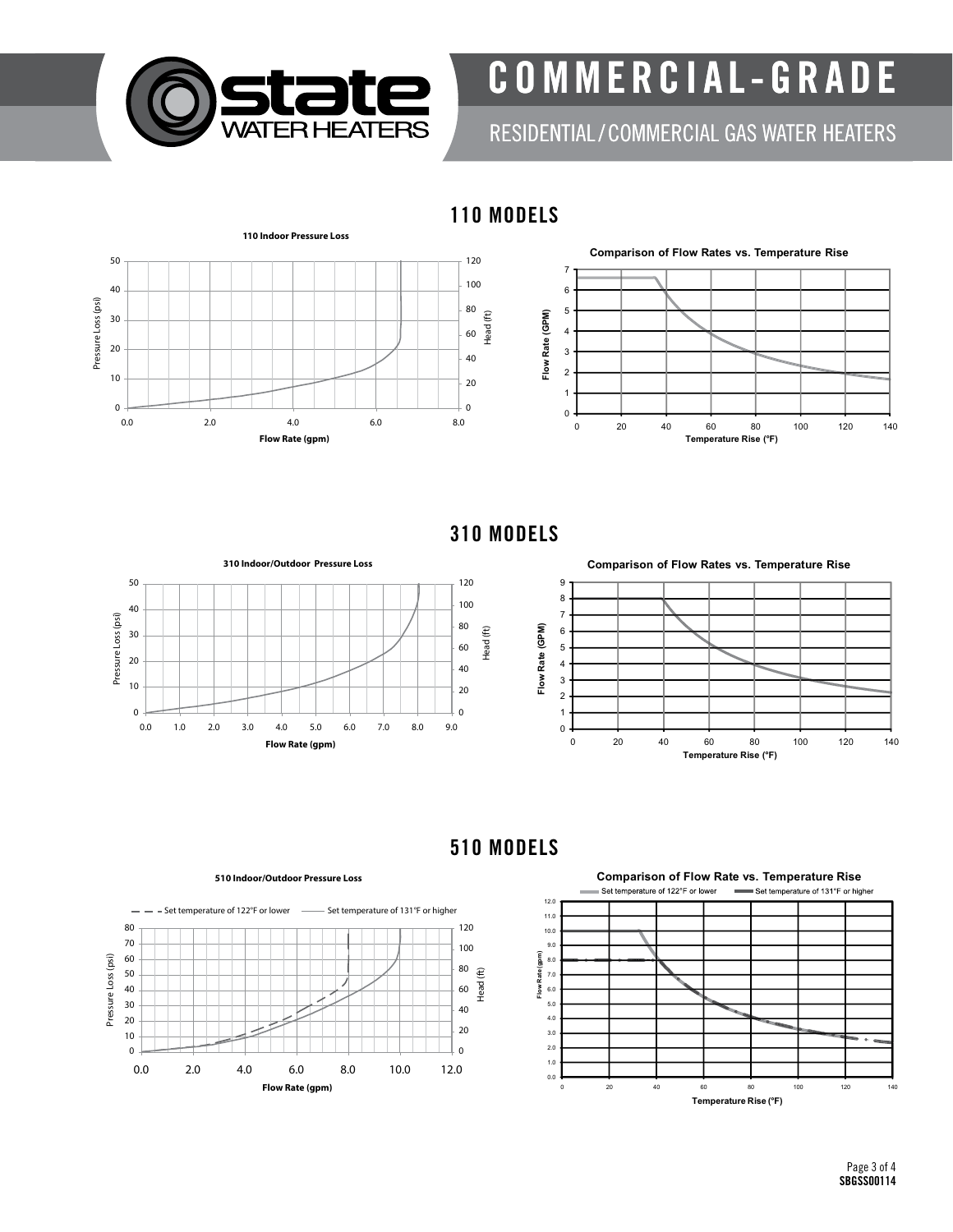# 110 MODELS

**110 Indoor Pressure Loss**

Pressure Loss (psi) | Head (ft) | Flow Rate (gpm)

**Comparison of Flow Rates vs. Temperature Rise**

Flow Rate (GPM) | Temperature Rise (°F)

# 310 MODELS

**310 Indoor/Outdoor Pressure Loss**

Pressure Loss (psi) | Head (ft) | Flow Rate (gpm)

**Comparison of Flow Rates vs. Temperature Rise**

Flow Rate (GPM) | Temperature Rise (°F)

# 510 MODELS

**510 Indoor/Outdoor Pressure Loss**

Set temperature of 122°F or lower — Set temperature of 131°F or higher

Pressure Loss (psi) | Head (ft) | Flow Rate (gpm)

**Comparison of Flow Rate vs. Temperature Rise**

Set temperature of 122°F or lower — Set temperature of 131°F or higher

Flow Rate (gpm) | Temperature Rise (°F)

SBGSS00114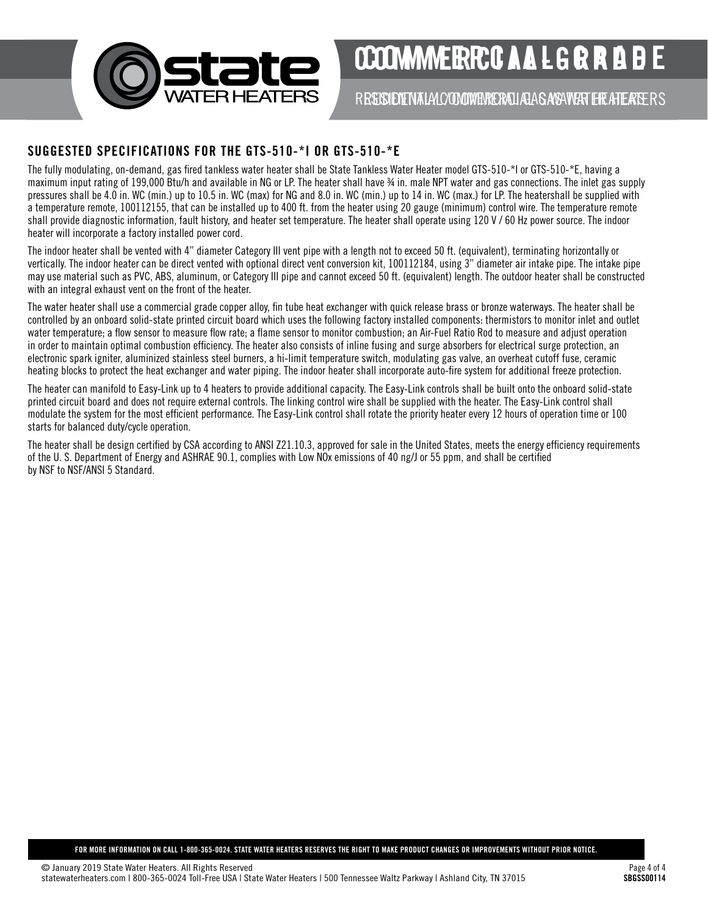## SUGGESTED SPECIFICATIONS FOR THE GTS-510-*I OR GTS-510-*E

The fully modulating, on-demand, gas fired tankless water heater shall be State Tankless Water Heater model GTS-510-*I or GTS-510-*E, having a maximum input rating of 199,000 Btu/h and available in NG or LP. The heater shall have ¾ in. male NPT water and gas connections. The inlet gas supply pressures shall be 4.0 in. WC (min.) up to 10.5 in. WC (max) for NG and 8.0 in. WC (min.) up to 14 in. WC (max.) for LP. The heatershall be supplied with a temperature remote, 100112155, that can be installed up to 400 ft. from the heater using 20 gauge (minimum) control wire. The temperature remote shall provide diagnostic information, fault history, and heater set temperature. The heater shall operate using 120 V / 60 Hz power source. The indoor heater will incorporate a factory installed power cord.

The indoor heater shall be vented with 4" diameter Category III vent pipe with a length not to exceed 50 ft. (equivalent), terminating horizontally or vertically. The indoor heater can be direct vented with optional direct vent conversion kit, 100112184, using 3" diameter air intake pipe. The intake pipe may use material such as PVC, ABS, aluminum, or Category III pipe and cannot exceed 50 ft. (equivalent) length. The outdoor heater shall be constructed with an integral exhaust vent on the front of the heater.

The water heater shall use a commercial grade copper alloy, fin tube heat exchanger with quick release brass or bronze waterways. The heater shall be controlled by an onboard solid-state printed circuit board which uses the following factory installed components: thermistors to monitor inlet and outlet water temperature; a flow sensor to measure flow rate; a flame sensor to monitor combustion; an Air-Fuel Ratio Rod to measure and adjust operation in order to maintain optimal combustion efficiency. The heater also consists of inline fusing and surge absorbers for electrical surge protection, an electronic spark igniter, aluminized stainless steel burners, a hi-limit temperature switch, modulating gas valve, an overheat cutoff fuse, ceramic heating blocks to protect the heat exchanger and water piping. The indoor heater shall incorporate auto-fire system for additional freeze protection.

The heater can manifold to Easy-Link up to 4 heaters to provide additional capacity. The Easy-Link controls shall be built onto the onboard solid-state printed circuit board and does not require external controls. The linking control wire shall be supplied with the heater. The Easy-Link control shall modulate the system for the most efficient performance. The Easy-Link control shall rotate the priority heater every 12 hours of operation time or 100 starts for balanced duty/cycle operation.

The heater shall be design certified by CSA according to ANSI Z21.10.3, approved for sale in the United States, meets the energy efficiency requirements of the U. S. Department of Energy and ASHRAE 90.1, complies with Low NOx emissions of 40 ng/J or 55 ppm, and shall be certified by NSF to NSF/ANSI 5 Standard.

**FOR MORE INFORMATION ON CALL 1-800-365-0024. STATE WATER HEATERS RESERVES THE RIGHT TO MAKE PRODUCT CHANGES OR IMPROVEMENTS WITHOUT PRIOR NOTICE.**

© January 2019 State Water Heaters. All Rights Reserved
statewaterheaters.com I 800-365-0024 Toll-Free USA I State Water Heaters I 500 Tennessee Waltz Parkway I Ashland City, TN 37015

**SBGSS00114**